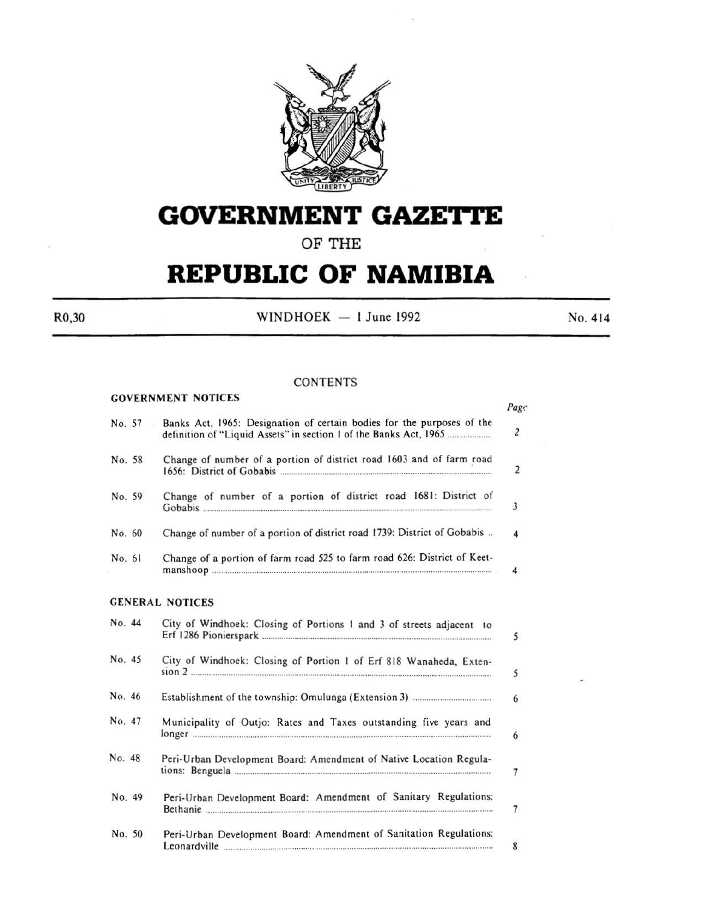# GOVERNMENT GAZETTE

## OF THE

# REPUBLIC OF NAMIBIA

R0,30 WINDHOEK — 1 June 1992 No. 414

## CONTENTS

### GOVERNMENT NOTICES

| | | Page |
|---|---|---|
| No. 57 | Banks Act, 1965: Designation of certain bodies for the purposes of the definition of "Liquid Assets" in section 1 of the Banks Act, 1965 | 2 |
| No. 58 | Change of number of a portion of district road 1603 and of farm road 1656: District of Gobabis | 2 |
| No. 59 | Change of number of a portion of district road 1681: District of Gobabis | 3 |
| No. 60 | Change of number of a portion of district road 1739: District of Gobabis | 4 |
| No. 61 | Change of a portion of farm road 525 to farm road 626: District of Keetmanshoop | 4 |

### GENERAL NOTICES

| | | |
|---|---|---|
| No. 44 | City of Windhoek: Closing of Portions 1 and 3 of streets adjacent to Erf 1286 Pionierspark | 5 |
| No. 45 | City of Windhoek: Closing of Portion 1 of Erf 818 Wanaheda, Extension 2 | 5 |
| No. 46 | Establishment of the township: Omulunga (Extension 3) | 6 |
| No. 47 | Municipality of Outjo: Rates and Taxes outstanding five years and longer | 6 |
| No. 48 | Peri-Urban Development Board: Amendment of Native Location Regulations: Benguela | 7 |
| No. 49 | Peri-Urban Development Board: Amendment of Sanitary Regulations: Bethanie | 7 |
| No. 50 | Peri-Urban Development Board: Amendment of Sanitation Regulations: Leonardville | 8 |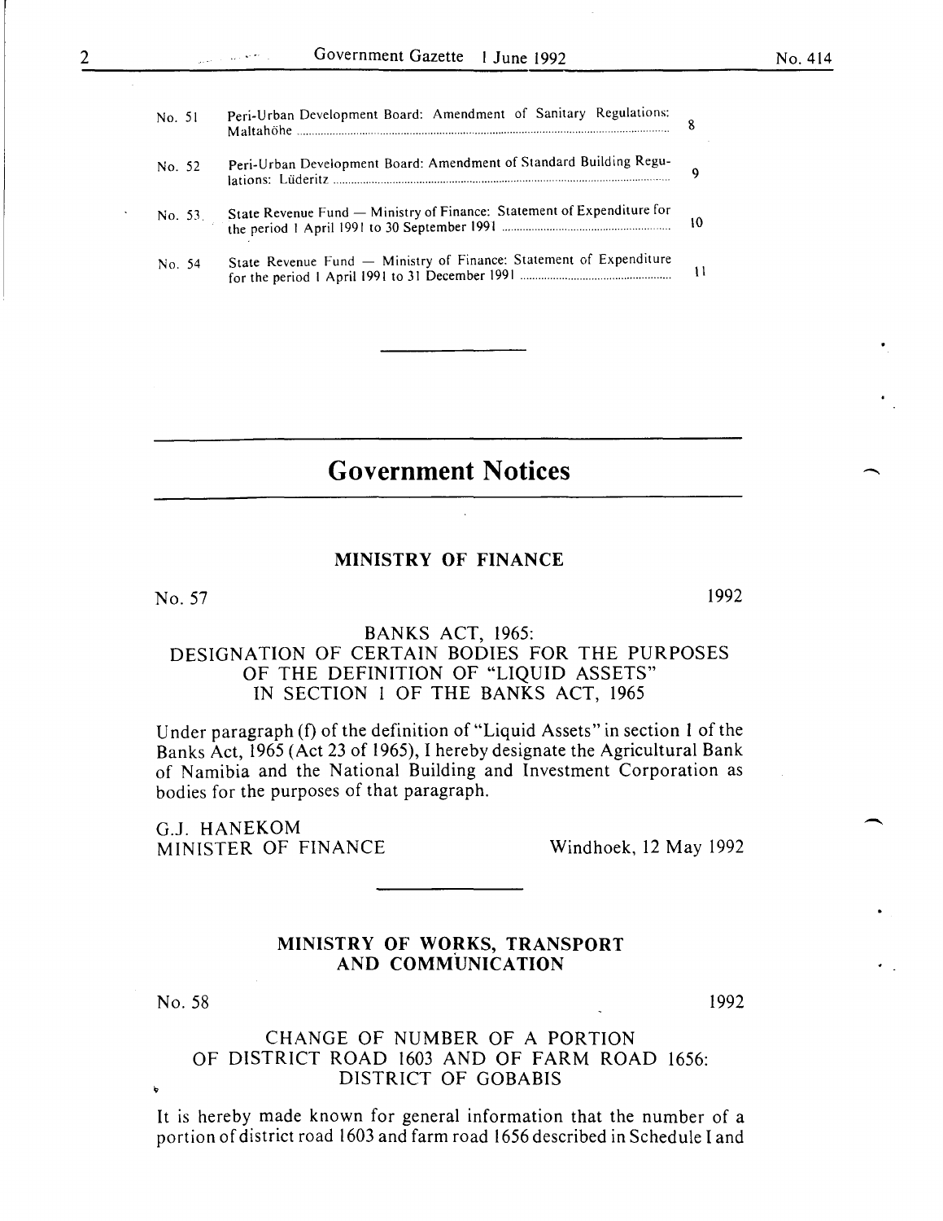| | | |
|---|---|---|
| No. 51 | Peri-Urban Development Board: Amendment of Sanitary Regulations: Maltahöhe | 8 |
| No. 52 | Peri-Urban Development Board: Amendment of Standard Building Regulations: Lüderitz | 9 |
| No. 53 | State Revenue Fund — Ministry of Finance: Statement of Expenditure for the period 1 April 1991 to 30 September 1991 | 10 |
| No. 54 | State Revenue Fund — Ministry of Finance: Statement of Expenditure for the period 1 April 1991 to 31 December 1991 | 11 |

---

# Government Notices

## MINISTRY OF FINANCE

No. 57 1992

### BANKS ACT, 1965: DESIGNATION OF CERTAIN BODIES FOR THE PURPOSES OF THE DEFINITION OF "LIQUID ASSETS" IN SECTION 1 OF THE BANKS ACT, 1965

Under paragraph (f) of the definition of "Liquid Assets" in section 1 of the Banks Act, 1965 (Act 23 of 1965), I hereby designate the Agricultural Bank of Namibia and the National Building and Investment Corporation as bodies for the purposes of that paragraph.

G.J. HANEKOM
MINISTER OF FINANCE

Windhoek, 12 May 1992

---

## MINISTRY OF WORKS, TRANSPORT AND COMMUNICATION

No. 58 1992

### CHANGE OF NUMBER OF A PORTION OF DISTRICT ROAD 1603 AND OF FARM ROAD 1656: DISTRICT OF GOBABIS

It is hereby made known for general information that the number of a portion of district road 1603 and farm road 1656 described in Schedule I and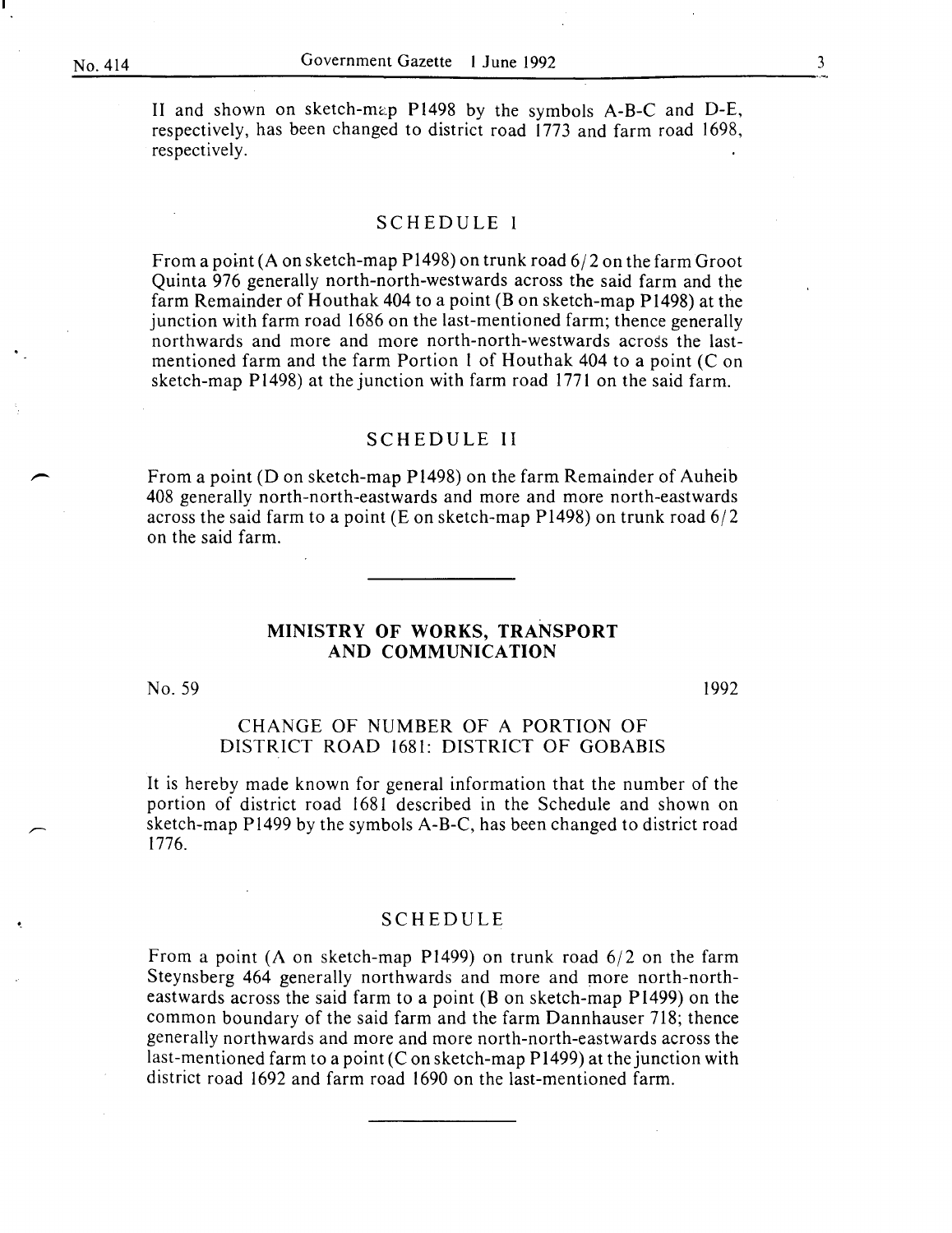II and shown on sketch-map P1498 by the symbols A-B-C and D-E, respectively, has been changed to district road 1773 and farm road 1698, respectively.

## SCHEDULE I

From a point (A on sketch-map P1498) on trunk road 6/2 on the farm Groot Quinta 976 generally north-north-westwards across the said farm and the farm Remainder of Houthak 404 to a point (B on sketch-map P1498) at the junction with farm road 1686 on the last-mentioned farm; thence generally northwards and more and more north-north-westwards across the last-mentioned farm and the farm Portion 1 of Houthak 404 to a point (C on sketch-map P1498) at the junction with farm road 1771 on the said farm.

## SCHEDULE II

From a point (D on sketch-map P1498) on the farm Remainder of Auheib 408 generally north-north-eastwards and more and more north-eastwards across the said farm to a point (E on sketch-map P1498) on trunk road 6/2 on the said farm.

---

## MINISTRY OF WORKS, TRANSPORT AND COMMUNICATION

No. 59 1992

### CHANGE OF NUMBER OF A PORTION OF DISTRICT ROAD 1681: DISTRICT OF GOBABIS

It is hereby made known for general information that the number of the portion of district road 1681 described in the Schedule and shown on sketch-map P1499 by the symbols A-B-C, has been changed to district road 1776.

## SCHEDULE

From a point (A on sketch-map P1499) on trunk road 6/2 on the farm Steynsberg 464 generally northwards and more and more north-north-eastwards across the said farm to a point (B on sketch-map P1499) on the common boundary of the said farm and the farm Dannhauser 718; thence generally northwards and more and more north-north-eastwards across the last-mentioned farm to a point (C on sketch-map P1499) at the junction with district road 1692 and farm road 1690 on the last-mentioned farm.

---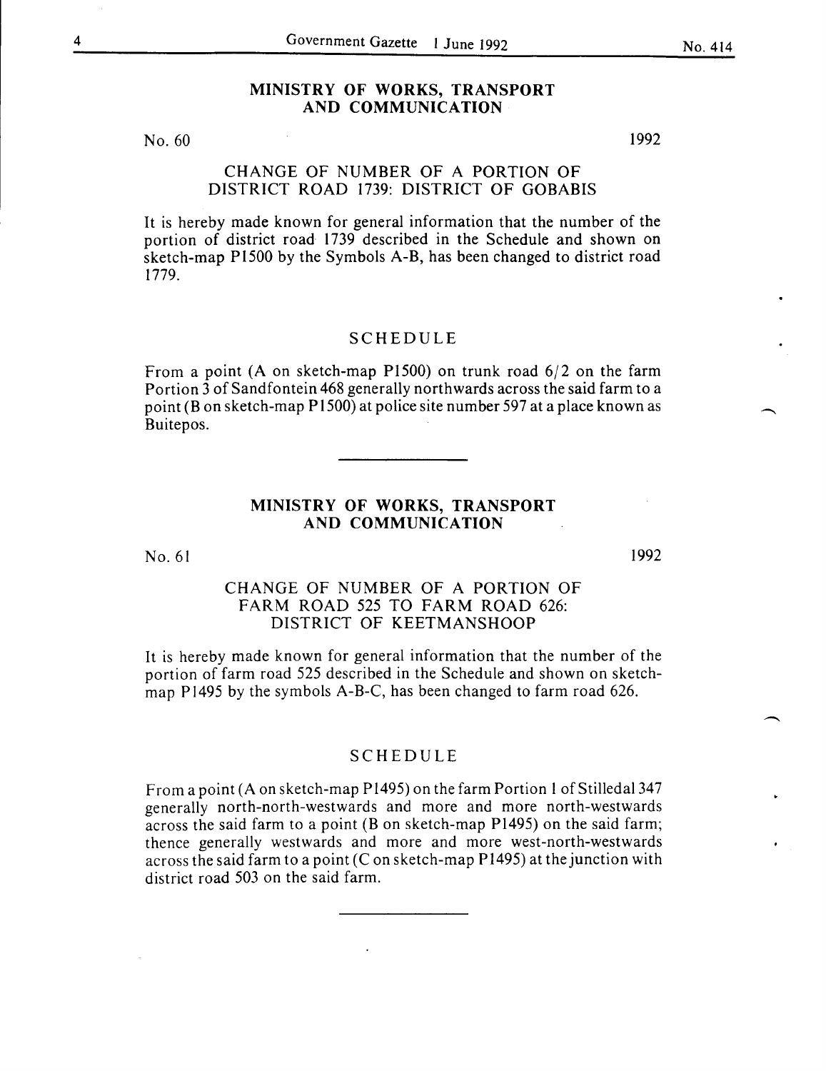## MINISTRY OF WORKS, TRANSPORT AND COMMUNICATION

No. 60 1992

### CHANGE OF NUMBER OF A PORTION OF DISTRICT ROAD 1739: DISTRICT OF GOBABIS

It is hereby made known for general information that the number of the portion of district road 1739 described in the Schedule and shown on sketch-map P1500 by the Symbols A-B, has been changed to district road 1779.

### SCHEDULE

From a point (A on sketch-map P1500) on trunk road 6/2 on the farm Portion 3 of Sandfontein 468 generally northwards across the said farm to a point (B on sketch-map P1500) at police site number 597 at a place known as Buitepos.

---

## MINISTRY OF WORKS, TRANSPORT AND COMMUNICATION

No. 61 1992

### CHANGE OF NUMBER OF A PORTION OF FARM ROAD 525 TO FARM ROAD 626: DISTRICT OF KEETMANSHOOP

It is hereby made known for general information that the number of the portion of farm road 525 described in the Schedule and shown on sketch-map P1495 by the symbols A-B-C, has been changed to farm road 626.

### SCHEDULE

From a point (A on sketch-map P1495) on the farm Portion 1 of Stilledal 347 generally north-north-westwards and more and more north-westwards across the said farm to a point (B on sketch-map P1495) on the said farm; thence generally westwards and more and more west-north-westwards across the said farm to a point (C on sketch-map P1495) at the junction with district road 503 on the said farm.

---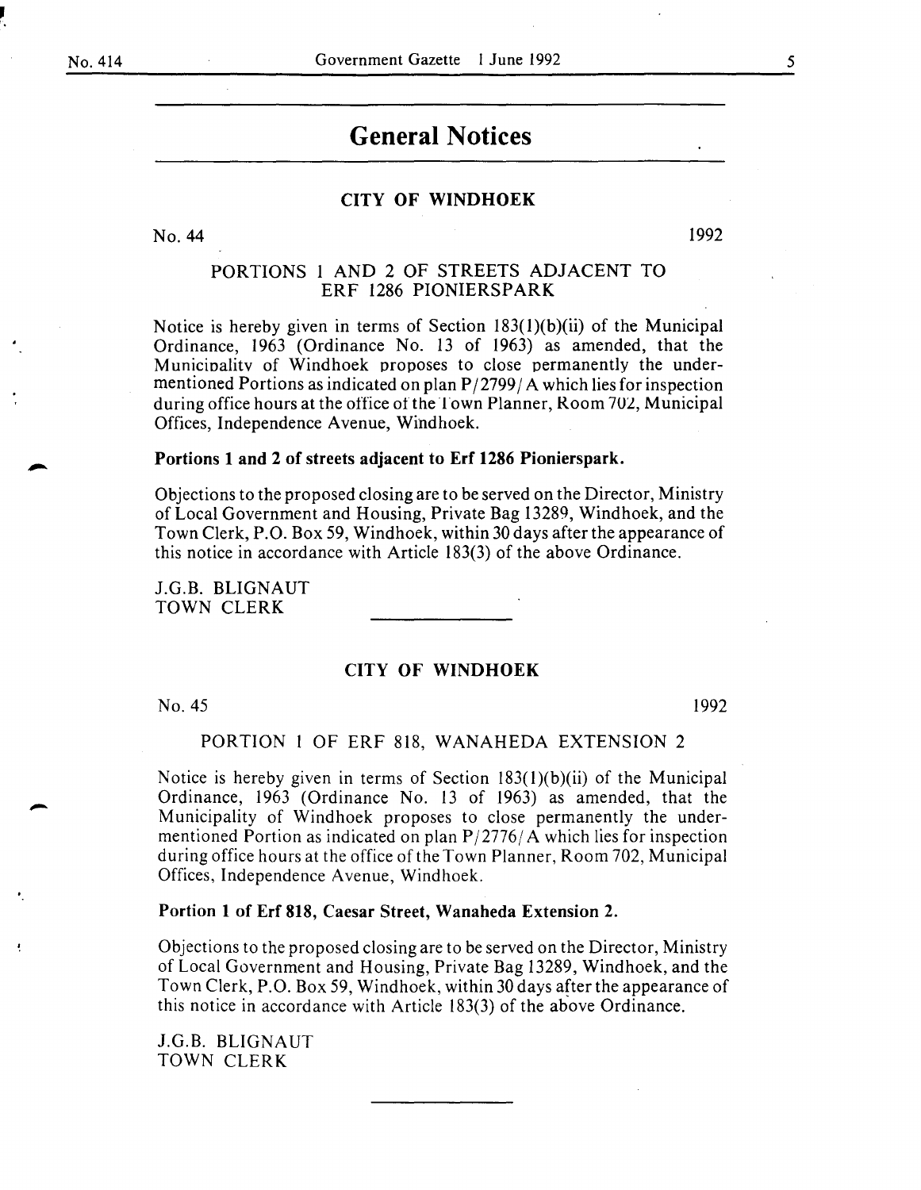# General Notices

## CITY OF WINDHOEK

No. 44 1992

### PORTIONS 1 AND 2 OF STREETS ADJACENT TO ERF 1286 PIONIERSPARK

Notice is hereby given in terms of Section 183(1)(b)(ii) of the Municipal Ordinance, 1963 (Ordinance No. 13 of 1963) as amended, that the Municipality of Windhoek proposes to close permanently the undermentioned Portions as indicated on plan P/2799/A which lies for inspection during office hours at the office of the Town Planner, Room 702, Municipal Offices, Independence Avenue, Windhoek.

**Portions 1 and 2 of streets adjacent to Erf 1286 Pionierspark.**

Objections to the proposed closing are to be served on the Director, Ministry of Local Government and Housing, Private Bag 13289, Windhoek, and the Town Clerk, P.O. Box 59, Windhoek, within 30 days after the appearance of this notice in accordance with Article 183(3) of the above Ordinance.

J.G.B. BLIGNAUT
TOWN CLERK

---

## CITY OF WINDHOEK

No. 45 1992

### PORTION 1 OF ERF 818, WANAHEDA EXTENSION 2

Notice is hereby given in terms of Section 183(1)(b)(ii) of the Municipal Ordinance, 1963 (Ordinance No. 13 of 1963) as amended, that the Municipality of Windhoek proposes to close permanently the undermentioned Portion as indicated on plan P/2776/A which lies for inspection during office hours at the office of the Town Planner, Room 702, Municipal Offices, Independence Avenue, Windhoek.

**Portion 1 of Erf 818, Caesar Street, Wanaheda Extension 2.**

Objections to the proposed closing are to be served on the Director, Ministry of Local Government and Housing, Private Bag 13289, Windhoek, and the Town Clerk, P.O. Box 59, Windhoek, within 30 days after the appearance of this notice in accordance with Article 183(3) of the above Ordinance.

J.G.B. BLIGNAUT
TOWN CLERK

---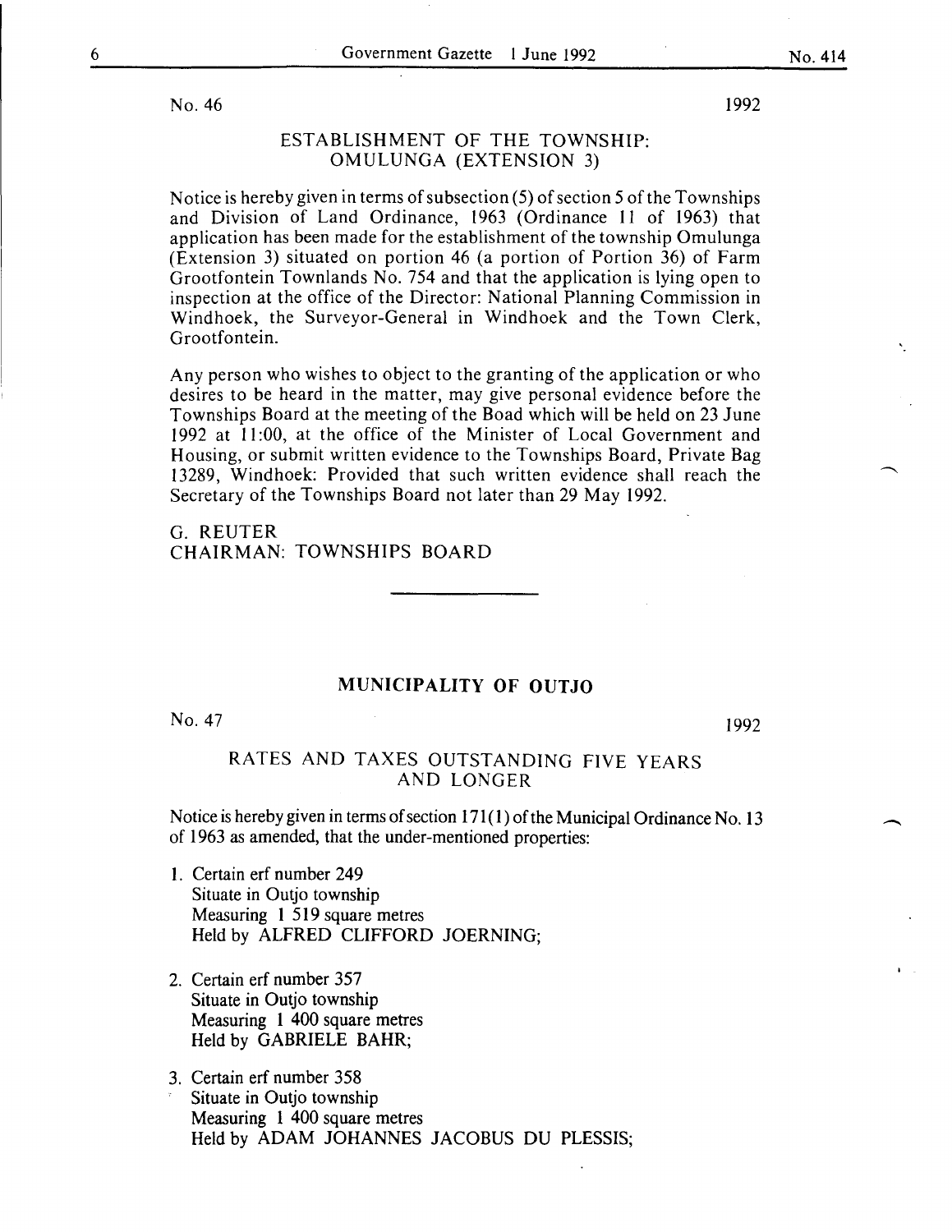No. 46 1992

## ESTABLISHMENT OF THE TOWNSHIP: OMULUNGA (EXTENSION 3)

Notice is hereby given in terms of subsection (5) of section 5 of the Townships and Division of Land Ordinance, 1963 (Ordinance 11 of 1963) that application has been made for the establishment of the township Omulunga (Extension 3) situated on portion 46 (a portion of Portion 36) of Farm Grootfontein Townlands No. 754 and that the application is lying open to inspection at the office of the Director: National Planning Commission in Windhoek, the Surveyor-General in Windhoek and the Town Clerk, Grootfontein.

Any person who wishes to object to the granting of the application or who desires to be heard in the matter, may give personal evidence before the Townships Board at the meeting of the Boad which will be held on 23 June 1992 at 11:00, at the office of the Minister of Local Government and Housing, or submit written evidence to the Townships Board, Private Bag 13289, Windhoek: Provided that such written evidence shall reach the Secretary of the Townships Board not later than 29 May 1992.

G. REUTER
CHAIRMAN: TOWNSHIPS BOARD

---

## MUNICIPALITY OF OUTJO

No. 47 1992

## RATES AND TAXES OUTSTANDING FIVE YEARS AND LONGER

Notice is hereby given in terms of section 171(1) of the Municipal Ordinance No. 13 of 1963 as amended, that the under-mentioned properties:

1. Certain erf number 249
   Situate in Outjo township
   Measuring 1 519 square metres
   Held by ALFRED CLIFFORD JOERNING;

2. Certain erf number 357
   Situate in Outjo township
   Measuring 1 400 square metres
   Held by GABRIELE BAHR;

3. Certain erf number 358
   Situate in Outjo township
   Measuring 1 400 square metres
   Held by ADAM JOHANNES JACOBUS DU PLESSIS;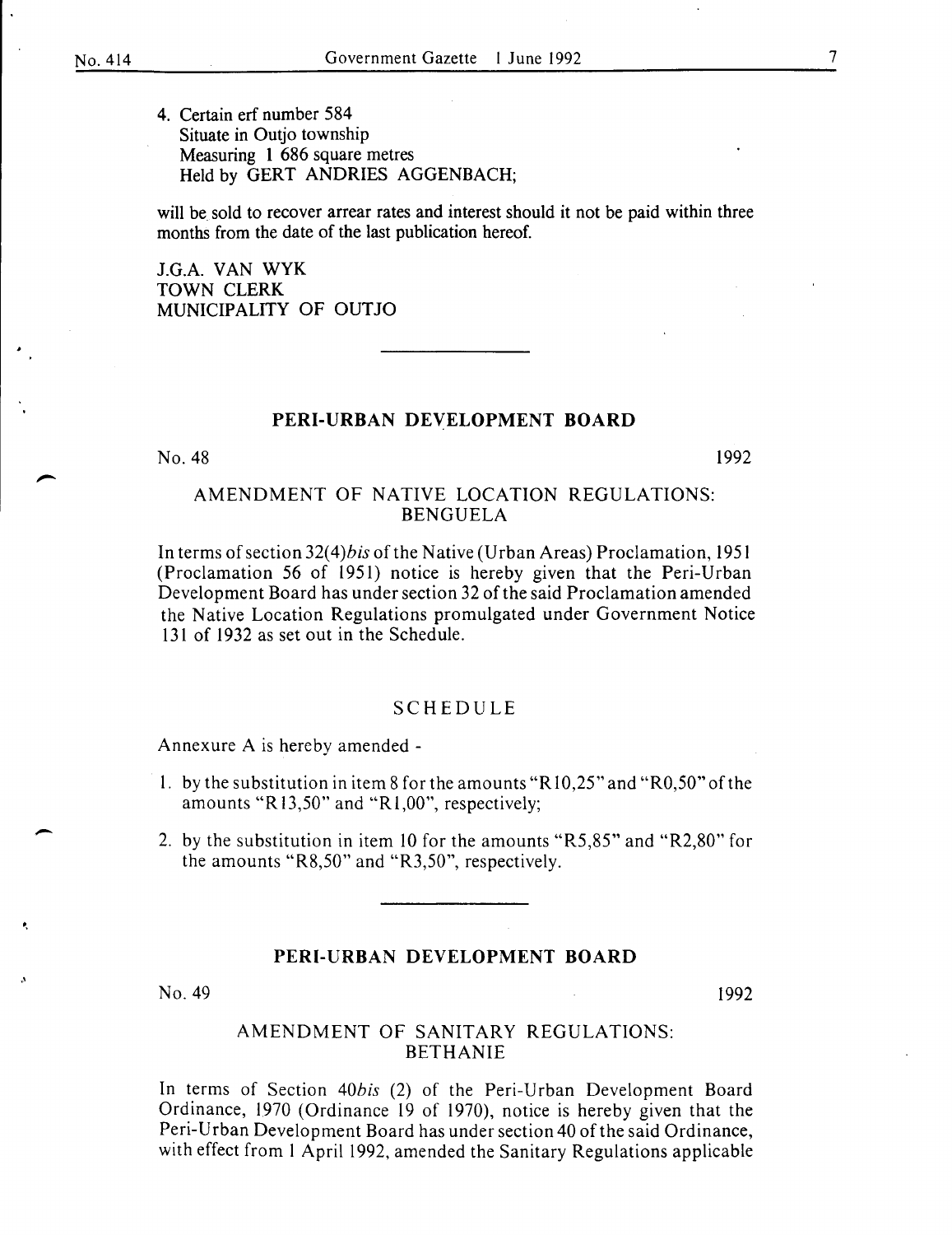4. Certain erf number 584
   Situate in Outjo township
   Measuring 1 686 square metres
   Held by GERT ANDRIES AGGENBACH;

will be sold to recover arrear rates and interest should it not be paid within three months from the date of the last publication hereof.

J.G.A. VAN WYK
TOWN CLERK
MUNICIPALITY OF OUTJO

---

## PERI-URBAN DEVELOPMENT BOARD

No. 48 1992

### AMENDMENT OF NATIVE LOCATION REGULATIONS: BENGUELA

In terms of section 32(4)*bis* of the Native (Urban Areas) Proclamation, 1951 (Proclamation 56 of 1951) notice is hereby given that the Peri-Urban Development Board has under section 32 of the said Proclamation amended the Native Location Regulations promulgated under Government Notice 131 of 1932 as set out in the Schedule.

### SCHEDULE

Annexure A is hereby amended -

1. by the substitution in item 8 for the amounts "R10,25" and "R0,50" of the amounts "R13,50" and "R1,00", respectively;
2. by the substitution in item 10 for the amounts "R5,85" and "R2,80" for the amounts "R8,50" and "R3,50", respectively.

---

## PERI-URBAN DEVELOPMENT BOARD

No. 49 1992

### AMENDMENT OF SANITARY REGULATIONS: BETHANIE

In terms of Section 40*bis* (2) of the Peri-Urban Development Board Ordinance, 1970 (Ordinance 19 of 1970), notice is hereby given that the Peri-Urban Development Board has under section 40 of the said Ordinance, with effect from 1 April 1992, amended the Sanitary Regulations applicable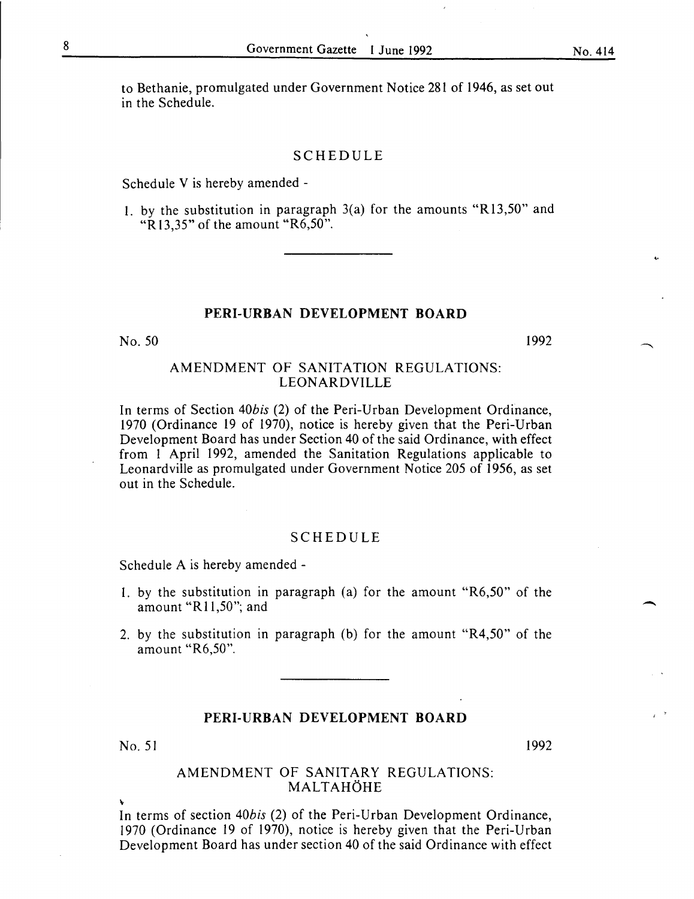to Bethanie, promulgated under Government Notice 281 of 1946, as set out in the Schedule.

## SCHEDULE

Schedule V is hereby amended -

1. by the substitution in paragraph 3(a) for the amounts "R13,50" and "R13,35" of the amount "R6,50".

---

## PERI-URBAN DEVELOPMENT BOARD

No. 50 1992

### AMENDMENT OF SANITATION REGULATIONS: LEONARDVILLE

In terms of Section *40bis* (2) of the Peri-Urban Development Ordinance, 1970 (Ordinance 19 of 1970), notice is hereby given that the Peri-Urban Development Board has under Section 40 of the said Ordinance, with effect from 1 April 1992, amended the Sanitation Regulations applicable to Leonardville as promulgated under Government Notice 205 of 1956, as set out in the Schedule.

## SCHEDULE

Schedule A is hereby amended -

1. by the substitution in paragraph (a) for the amount "R6,50" of the amount "R11,50"; and
2. by the substitution in paragraph (b) for the amount "R4,50" of the amount "R6,50".

---

## PERI-URBAN DEVELOPMENT BOARD

No. 51 1992

### AMENDMENT OF SANITARY REGULATIONS: MALTAHÖHE

In terms of section *40bis* (2) of the Peri-Urban Development Ordinance, 1970 (Ordinance 19 of 1970), notice is hereby given that the Peri-Urban Development Board has under section 40 of the said Ordinance with effect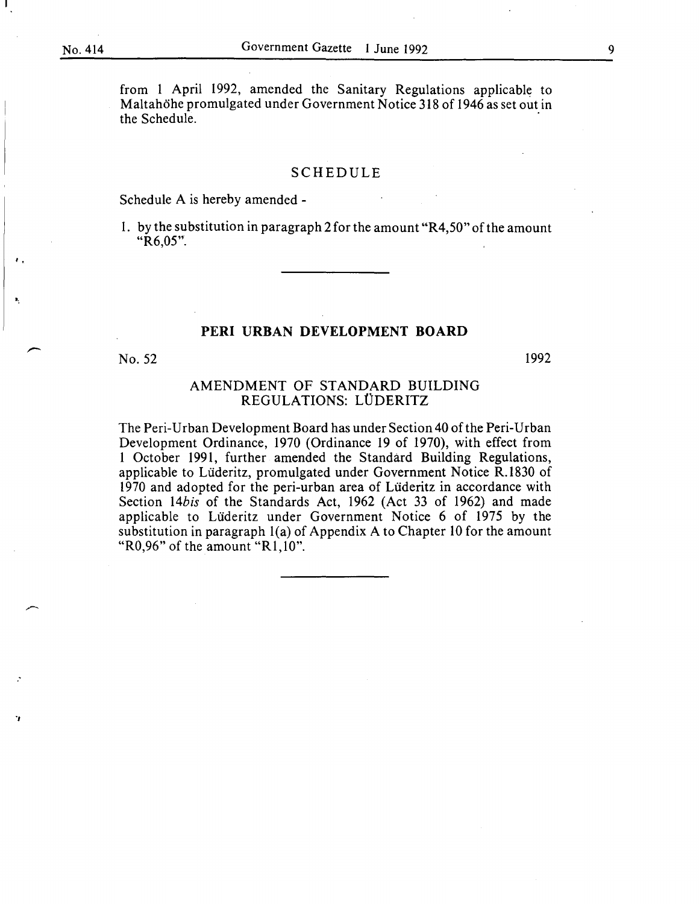from 1 April 1992, amended the Sanitary Regulations applicable to Maltahöhe promulgated under Government Notice 318 of 1946 as set out in the Schedule.

## SCHEDULE

Schedule A is hereby amended -

1. by the substitution in paragraph 2 for the amount "R4,50" of the amount "R6,05".

---

## PERI URBAN DEVELOPMENT BOARD

No. 52 1992

### AMENDMENT OF STANDARD BUILDING REGULATIONS: LÜDERITZ

The Peri-Urban Development Board has under Section 40 of the Peri-Urban Development Ordinance, 1970 (Ordinance 19 of 1970), with effect from 1 October 1991, further amended the Standard Building Regulations, applicable to Lüderitz, promulgated under Government Notice R.1830 of 1970 and adopted for the peri-urban area of Lüderitz in accordance with Section 14*bis* of the Standards Act, 1962 (Act 33 of 1962) and made applicable to Lüderitz under Government Notice 6 of 1975 by the substitution in paragraph 1(a) of Appendix A to Chapter 10 for the amount "R0,96" of the amount "R1,10".

---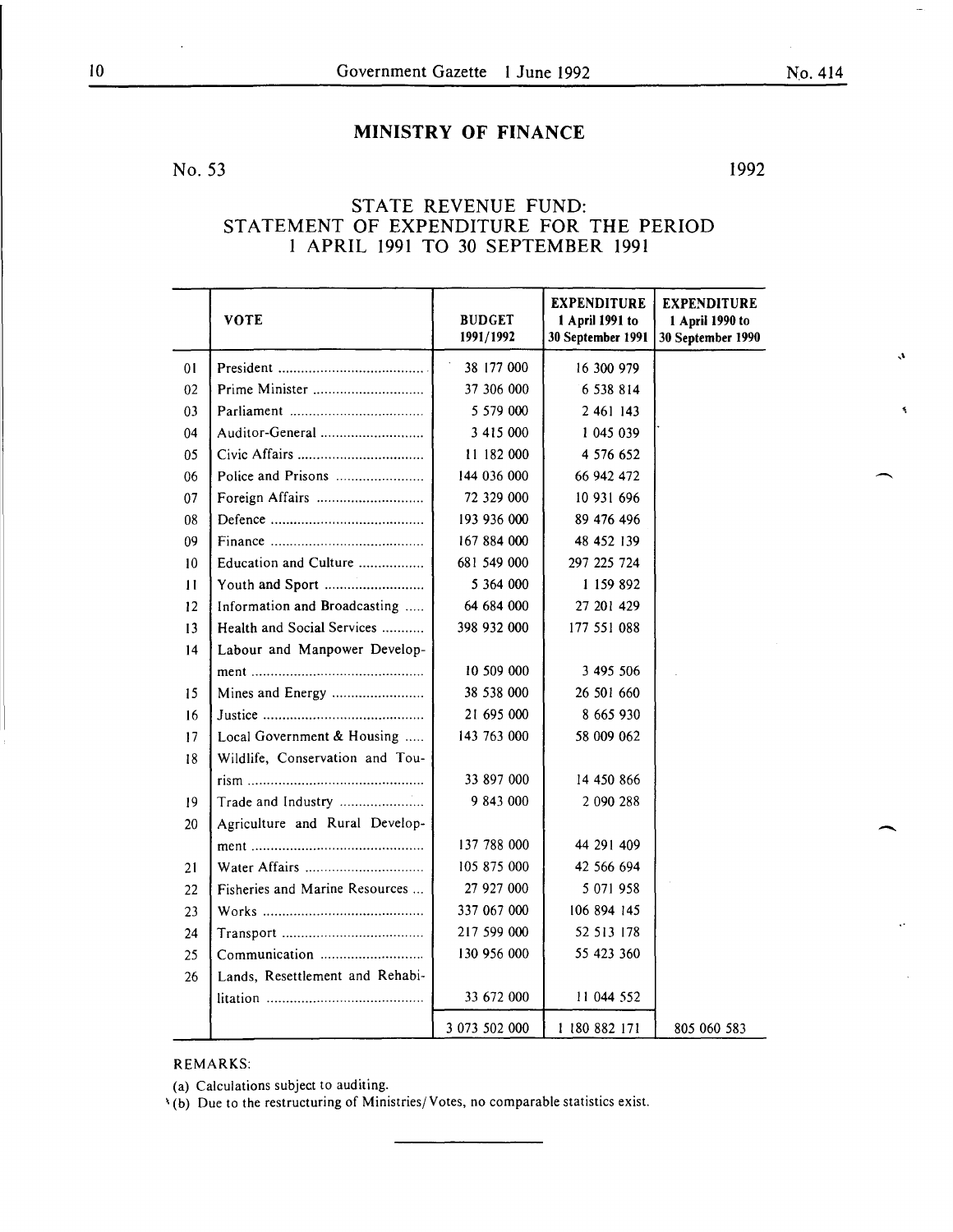## MINISTRY OF FINANCE

No. 53 1992

### STATE REVENUE FUND: STATEMENT OF EXPENDITURE FOR THE PERIOD 1 APRIL 1991 TO 30 SEPTEMBER 1991

| | VOTE | BUDGET 1991/1992 | EXPENDITURE 1 April 1991 to 30 September 1991 | EXPENDITURE 1 April 1990 to 30 September 1990 |
|---|---|---|---|---|
| 01 | President | 38 177 000 | 16 300 979 | |
| 02 | Prime Minister | 37 306 000 | 6 538 814 | |
| 03 | Parliament | 5 579 000 | 2 461 143 | |
| 04 | Auditor-General | 3 415 000 | 1 045 039 | |
| 05 | Civic Affairs | 11 182 000 | 4 576 652 | |
| 06 | Police and Prisons | 144 036 000 | 66 942 472 | |
| 07 | Foreign Affairs | 72 329 000 | 10 931 696 | |
| 08 | Defence | 193 936 000 | 89 476 496 | |
| 09 | Finance | 167 884 000 | 48 452 139 | |
| 10 | Education and Culture | 681 549 000 | 297 225 724 | |
| 11 | Youth and Sport | 5 364 000 | 1 159 892 | |
| 12 | Information and Broadcasting | 64 684 000 | 27 201 429 | |
| 13 | Health and Social Services | 398 932 000 | 177 551 088 | |
| 14 | Labour and Manpower Development | 10 509 000 | 3 495 506 | |
| 15 | Mines and Energy | 38 538 000 | 26 501 660 | |
| 16 | Justice | 21 695 000 | 8 665 930 | |
| 17 | Local Government & Housing | 143 763 000 | 58 009 062 | |
| 18 | Wildlife, Conservation and Tourism | 33 897 000 | 14 450 866 | |
| 19 | Trade and Industry | 9 843 000 | 2 090 288 | |
| 20 | Agriculture and Rural Development | 137 788 000 | 44 291 409 | |
| 21 | Water Affairs | 105 875 000 | 42 566 694 | |
| 22 | Fisheries and Marine Resources | 27 927 000 | 5 071 958 | |
| 23 | Works | 337 067 000 | 106 894 145 | |
| 24 | Transport | 217 599 000 | 52 513 178 | |
| 25 | Communication | 130 956 000 | 55 423 360 | |
| 26 | Lands, Resettlement and Rehabilitation | 33 672 000 | 11 044 552 | |
| | | 3 073 502 000 | 1 180 882 171 | 805 060 583 |

REMARKS:

(a) Calculations subject to auditing.

(b) Due to the restructuring of Ministries/Votes, no comparable statistics exist.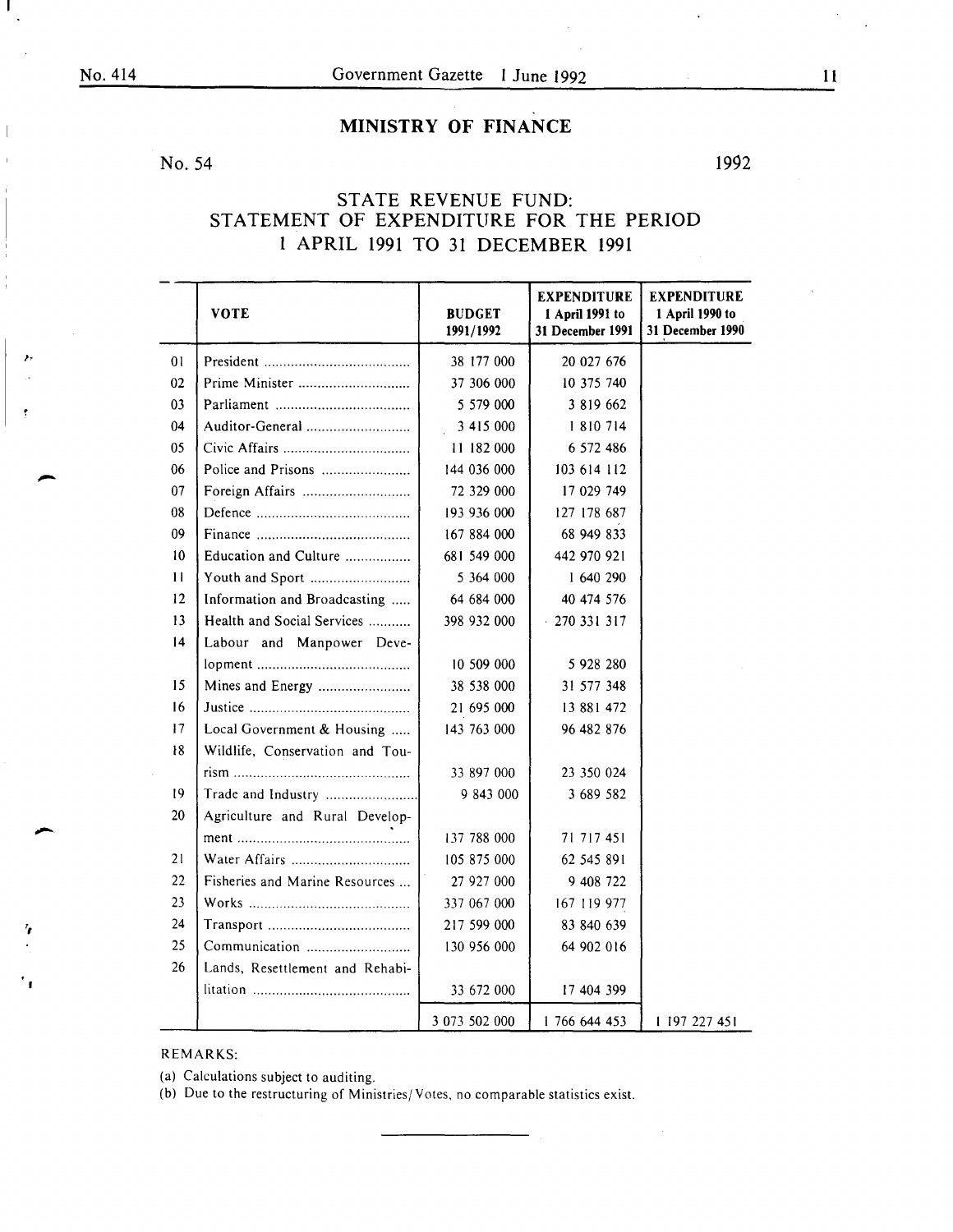## MINISTRY OF FINANCE

No. 54 1992

## STATE REVENUE FUND: STATEMENT OF EXPENDITURE FOR THE PERIOD 1 APRIL 1991 TO 31 DECEMBER 1991

| | VOTE | BUDGET 1991/1992 | EXPENDITURE 1 April 1991 to 31 December 1991 | EXPENDITURE 1 April 1990 to 31 December 1990 |
|---|---|---|---|---|
| 01 | President | 38 177 000 | 20 027 676 | |
| 02 | Prime Minister | 37 306 000 | 10 375 740 | |
| 03 | Parliament | 5 579 000 | 3 819 662 | |
| 04 | Auditor-General | 3 415 000 | 1 810 714 | |
| 05 | Civic Affairs | 11 182 000 | 6 572 486 | |
| 06 | Police and Prisons | 144 036 000 | 103 614 112 | |
| 07 | Foreign Affairs | 72 329 000 | 17 029 749 | |
| 08 | Defence | 193 936 000 | 127 178 687 | |
| 09 | Finance | 167 884 000 | 68 949 833 | |
| 10 | Education and Culture | 681 549 000 | 442 970 921 | |
| 11 | Youth and Sport | 5 364 000 | 1 640 290 | |
| 12 | Information and Broadcasting | 64 684 000 | 40 474 576 | |
| 13 | Health and Social Services | 398 932 000 | 270 331 317 | |
| 14 | Labour and Manpower Development | 10 509 000 | 5 928 280 | |
| 15 | Mines and Energy | 38 538 000 | 31 577 348 | |
| 16 | Justice | 21 695 000 | 13 881 472 | |
| 17 | Local Government & Housing | 143 763 000 | 96 482 876 | |
| 18 | Wildlife, Conservation and Tourism | 33 897 000 | 23 350 024 | |
| 19 | Trade and Industry | 9 843 000 | 3 689 582 | |
| 20 | Agriculture and Rural Development | 137 788 000 | 71 717 451 | |
| 21 | Water Affairs | 105 875 000 | 62 545 891 | |
| 22 | Fisheries and Marine Resources | 27 927 000 | 9 408 722 | |
| 23 | Works | 337 067 000 | 167 119 977 | |
| 24 | Transport | 217 599 000 | 83 840 639 | |
| 25 | Communication | 130 956 000 | 64 902 016 | |
| 26 | Lands, Resettlement and Rehabilitation | 33 672 000 | 17 404 399 | |
| | | 3 073 502 000 | 1 766 644 453 | 1 197 227 451 |

REMARKS:

(a) Calculations subject to auditing.

(b) Due to the restructuring of Ministries/Votes, no comparable statistics exist.